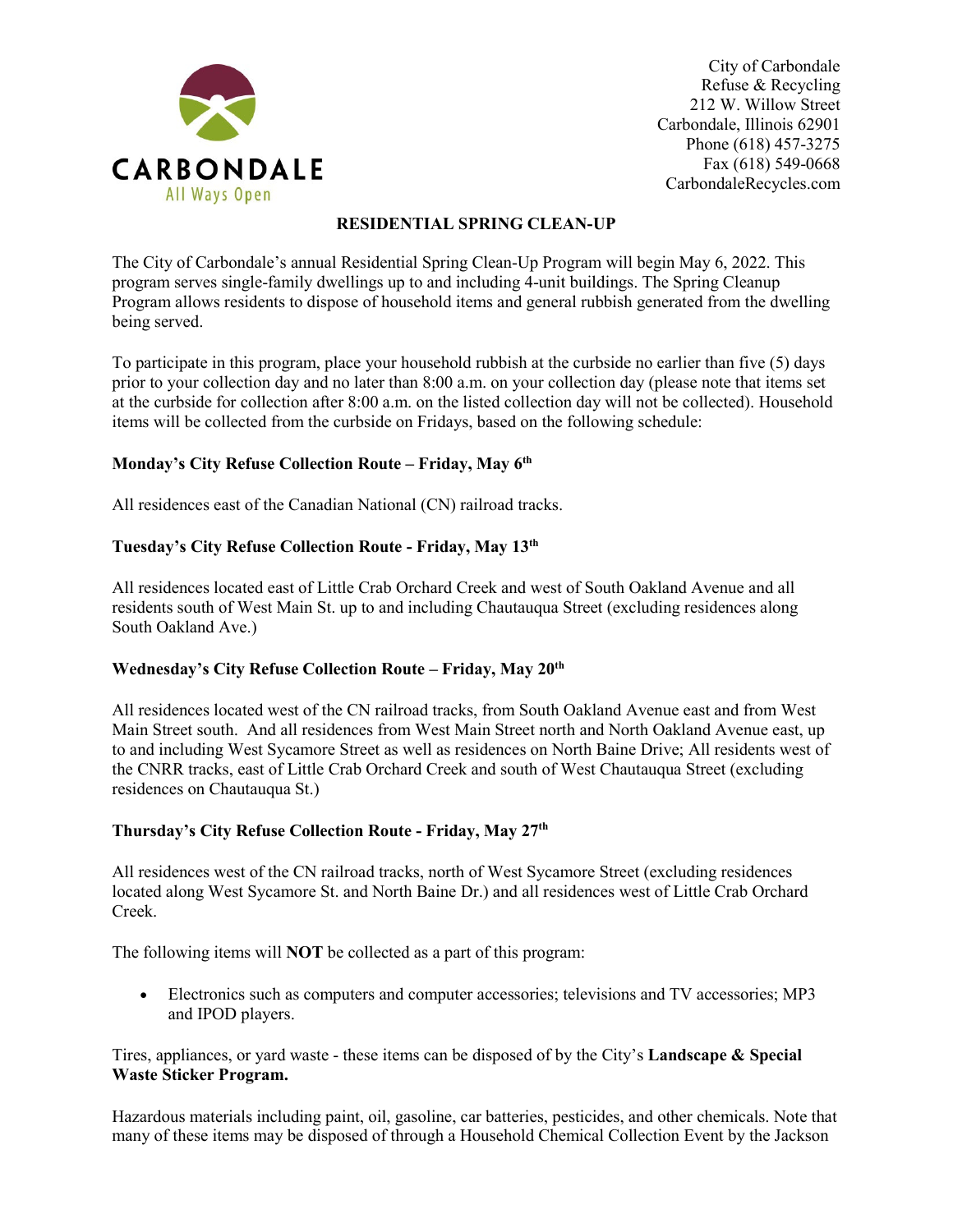CARBONDALE
All Ways Open

City of Carbondale
Refuse & Recycling
212 W. Willow Street
Carbondale, Illinois 62901
Phone (618) 457-3275
Fax (618) 549-0668
CarbondaleRecycles.com

# RESIDENTIAL SPRING CLEAN-UP

The City of Carbondale's annual Residential Spring Clean-Up Program will begin May 6, 2022. This program serves single-family dwellings up to and including 4-unit buildings. The Spring Cleanup Program allows residents to dispose of household items and general rubbish generated from the dwelling being served.

To participate in this program, place your household rubbish at the curbside no earlier than five (5) days prior to your collection day and no later than 8:00 a.m. on your collection day (please note that items set at the curbside for collection after 8:00 a.m. on the listed collection day will not be collected). Household items will be collected from the curbside on Fridays, based on the following schedule:

**Monday's City Refuse Collection Route – Friday, May 6th**

All residences east of the Canadian National (CN) railroad tracks.

**Tuesday's City Refuse Collection Route - Friday, May 13th**

All residences located east of Little Crab Orchard Creek and west of South Oakland Avenue and all residents south of West Main St. up to and including Chautauqua Street (excluding residences along South Oakland Ave.)

**Wednesday's City Refuse Collection Route – Friday, May 20th**

All residences located west of the CN railroad tracks, from South Oakland Avenue east and from West Main Street south. And all residences from West Main Street north and North Oakland Avenue east, up to and including West Sycamore Street as well as residences on North Baine Drive; All residents west of the CNRR tracks, east of Little Crab Orchard Creek and south of West Chautauqua Street (excluding residences on Chautauqua St.)

**Thursday's City Refuse Collection Route - Friday, May 27th**

All residences west of the CN railroad tracks, north of West Sycamore Street (excluding residences located along West Sycamore St. and North Baine Dr.) and all residences west of Little Crab Orchard Creek.

The following items will **NOT** be collected as a part of this program:

- Electronics such as computers and computer accessories; televisions and TV accessories; MP3 and IPOD players.

Tires, appliances, or yard waste - these items can be disposed of by the City's **Landscape & Special Waste Sticker Program.**

Hazardous materials including paint, oil, gasoline, car batteries, pesticides, and other chemicals. Note that many of these items may be disposed of through a Household Chemical Collection Event by the Jackson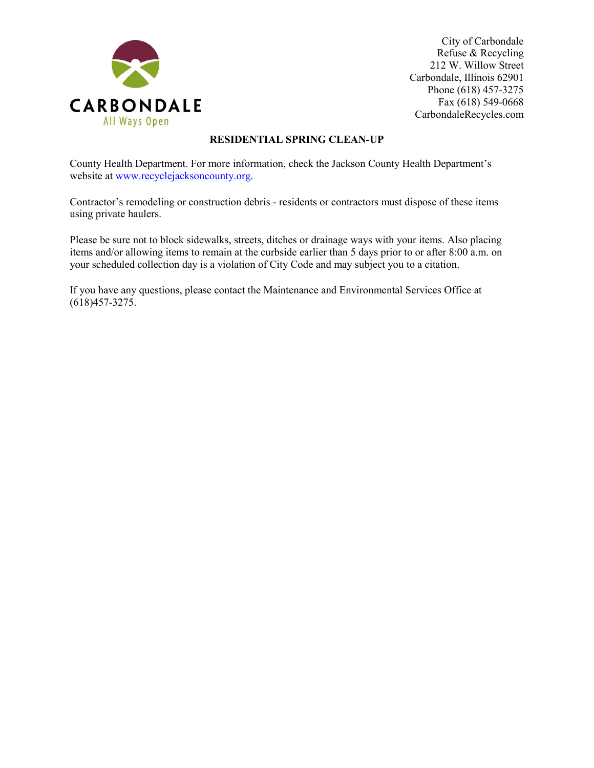City of Carbondale
Refuse & Recycling
212 W. Willow Street
Carbondale, Illinois 62901
Phone (618) 457-3275
Fax (618) 549-0668
CarbondaleRecycles.com

**RESIDENTIAL SPRING CLEAN-UP**

County Health Department. For more information, check the Jackson County Health Department's website at www.recyclejacksoncounty.org.

Contractor's remodeling or construction debris - residents or contractors must dispose of these items using private haulers.

Please be sure not to block sidewalks, streets, ditches or drainage ways with your items. Also placing items and/or allowing items to remain at the curbside earlier than 5 days prior to or after 8:00 a.m. on your scheduled collection day is a violation of City Code and may subject you to a citation.

If you have any questions, please contact the Maintenance and Environmental Services Office at (618)457-3275.